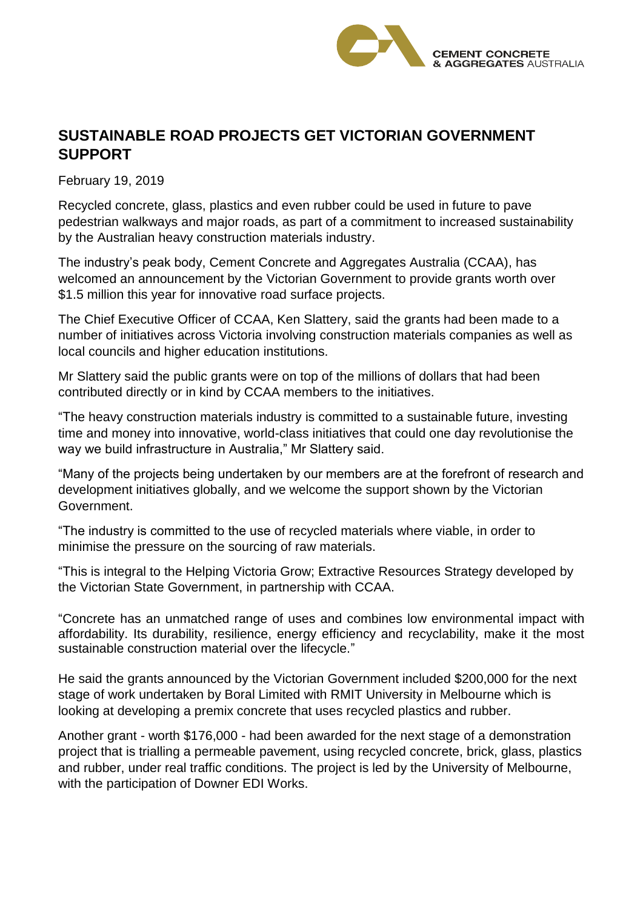# SUSTAINABLE ROAD PROJECTS GET VICTORIAN GOVERNMENT SUPPORT

February 19, 2019

Recycled concrete, glass, plastics and even rubber could be used in future to pave pedestrian walkways and major roads, as part of a commitment to increased sustainability by the Australian heavy construction materials industry.

The industry's peak body, Cement Concrete and Aggregates Australia (CCAA), has welcomed an announcement by the Victorian Government to provide grants worth over $1.5 million this year for innovative road surface projects.

The Chief Executive Officer of CCAA, Ken Slattery, said the grants had been made to a number of initiatives across Victoria involving construction materials companies as well as local councils and higher education institutions.

Mr Slattery said the public grants were on top of the millions of dollars that had been contributed directly or in kind by CCAA members to the initiatives.

"The heavy construction materials industry is committed to a sustainable future, investing time and money into innovative, world-class initiatives that could one day revolutionise the way we build infrastructure in Australia," Mr Slattery said.

"Many of the projects being undertaken by our members are at the forefront of research and development initiatives globally, and we welcome the support shown by the Victorian Government.

"The industry is committed to the use of recycled materials where viable, in order to minimise the pressure on the sourcing of raw materials.

"This is integral to the Helping Victoria Grow; Extractive Resources Strategy developed by the Victorian State Government, in partnership with CCAA.

"Concrete has an unmatched range of uses and combines low environmental impact with affordability. Its durability, resilience, energy efficiency and recyclability, make it the most sustainable construction material over the lifecycle."

He said the grants announced by the Victorian Government included $200,000 for the next stage of work undertaken by Boral Limited with RMIT University in Melbourne which is looking at developing a premix concrete that uses recycled plastics and rubber.

Another grant - worth $176,000 - had been awarded for the next stage of a demonstration project that is trialling a permeable pavement, using recycled concrete, brick, glass, plastics and rubber, under real traffic conditions. The project is led by the University of Melbourne, with the participation of Downer EDI Works.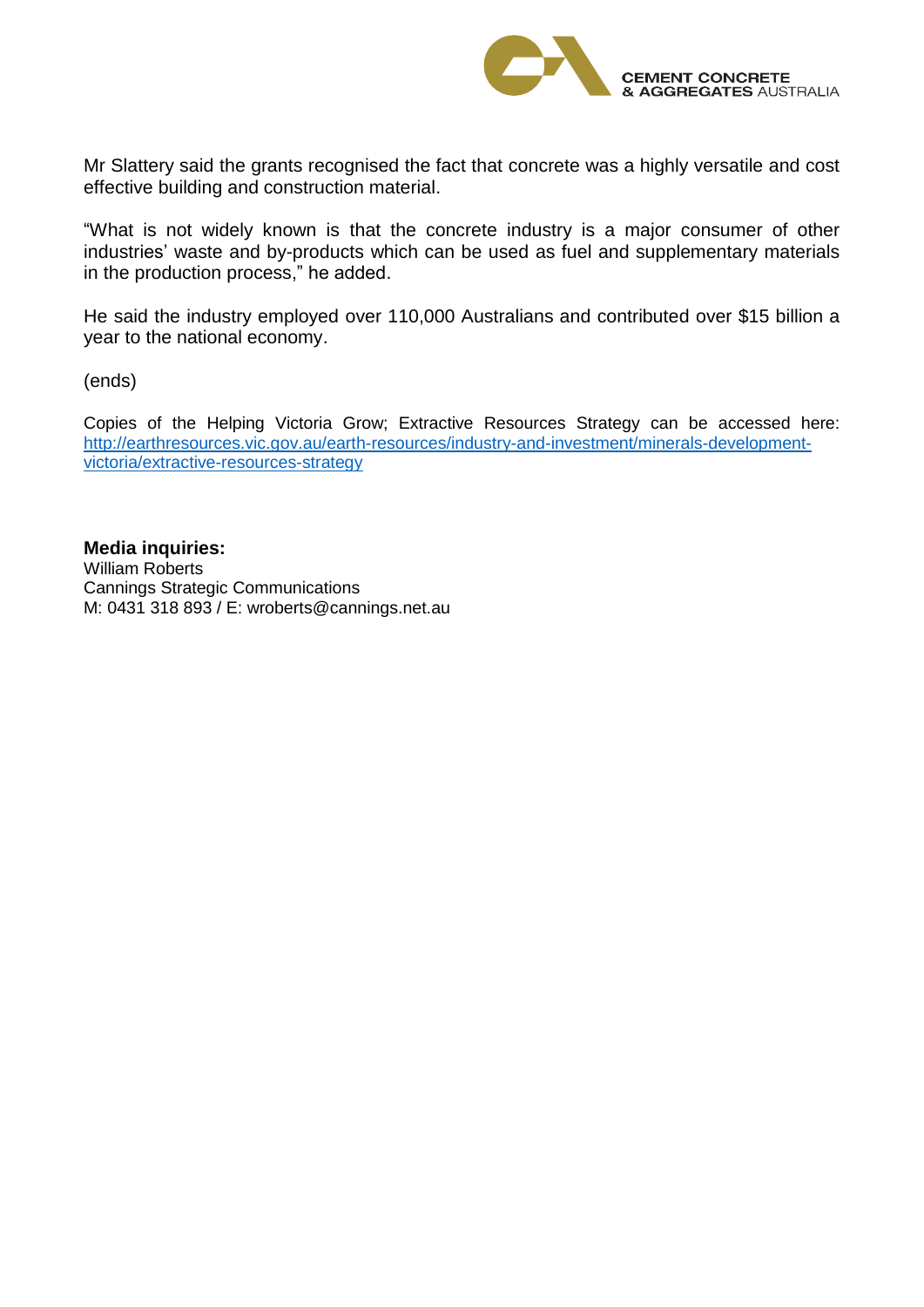Mr Slattery said the grants recognised the fact that concrete was a highly versatile and cost effective building and construction material.

"What is not widely known is that the concrete industry is a major consumer of other industries' waste and by-products which can be used as fuel and supplementary materials in the production process," he added.

He said the industry employed over 110,000 Australians and contributed over $15 billion a year to the national economy.

(ends)

Copies of the Helping Victoria Grow; Extractive Resources Strategy can be accessed here: [http://earthresources.vic.gov.au/earth-resources/industry-and-investment/minerals-development-victoria/extractive-resources-strategy](http://earthresources.vic.gov.au/earth-resources/industry-and-investment/minerals-development-victoria/extractive-resources-strategy)

**Media inquiries:**
William Roberts
Cannings Strategic Communications
M: 0431 318 893 / E: wroberts@cannings.net.au